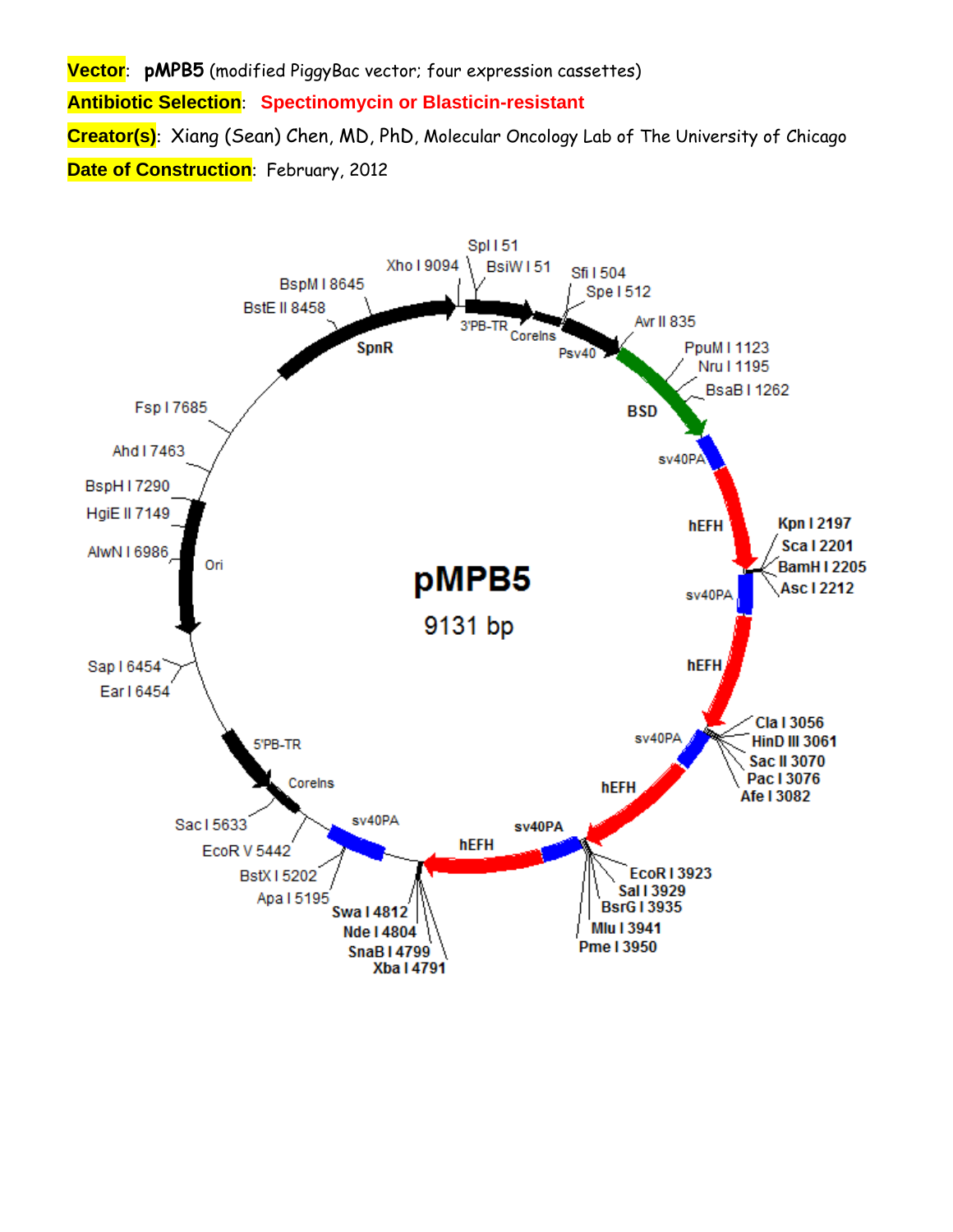**Vector**: **pMPB5** (modified PiggyBac vector; four expression cassettes)

**Antibiotic Selection**: **Spectinomycin or Blasticin-resistant**

**Creator(s)**: Xiang (Sean) Chen, MD, PhD, Molecular Oncology Lab of The University of Chicago

**Date of Construction**: February, 2012

pMPB5

9131 bp

Spl I 51
BsiW I 51
Xho I 9094
Sfi I 504
Spe I 512
Avr II 835
PpuM I 1123
Nru I 1195
BsaB I 1262
Kpn I 2197
Sca I 2201
BamH I 2205
Asc I 2212
Cla I 3056
HinD III 3061
Sac II 3070
Pac I 3076
Afe I 3082
EcoR I 3923
Sal I 3929
BsrG I 3935
Mlu I 3941
Pme I 3950
Swa I 4812
Nde I 4804
SnaB I 4799
Xba I 4791
Apa I 5195
BstX I 5202
EcoR V 5442
Sac I 5633
Sap I 6454
Ear I 6454
AlwN I 6986
HgiE II 7149
BspH I 7290
Ahd I 7463
Fsp I 7685
BstE II 8458
BspM I 8645

3'PB-TR
CoreIns
Psv40
BSD
sv40PA
hEFH
sv40PA
hEFH
sv40PA
hEFH
sv40PA
hEFH
sv40PA
CoreIns
5'PB-TR
Ori
SpnR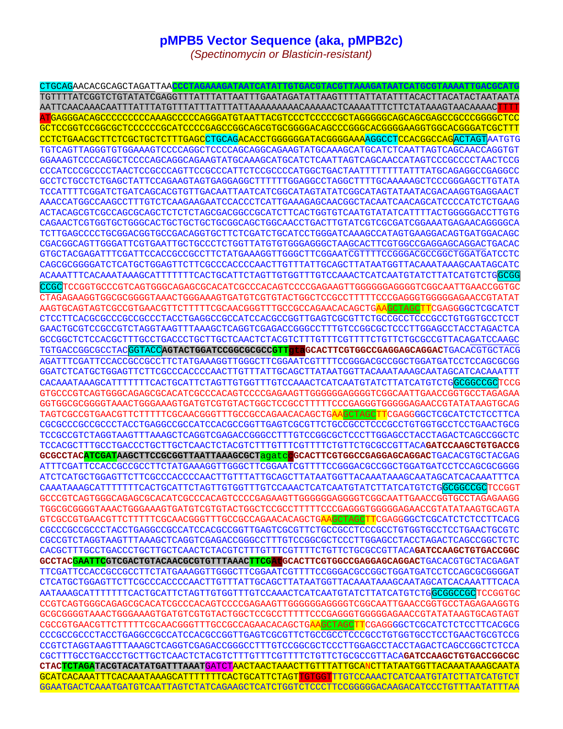# pMPB5 Vector Sequence (aka, pMPB2c)

*(Spectinomycin or Blasticin-resistant)*

```
CTGCAGAACACGCAGCTAGATTAACCCTAGAAAGATAATCATATTGTGACGTACGTTAAAGATAATCATGCGTAAAATTGACGCATG
TGTTTTATCGGTCTGTATATCGAGGTTTATTTATTAATTTGAATAGATATTAAGTTTTATTATATTTACACTTACATACTAATAATA
AATTCAACAAACAATTTATTTATGTTTATTTATTTATTAAAAAAAAACAAAAACTCAAAATTTCTTCTATAAAGTAACAAAACTTTT
ATGAGGGACAGCCCCCCCCCAAAGCCCCCAGGGATGTAATTACGTCCCTCCCCCGCTAGGGGGCAGCAGCGAGCCGCCCGGGGCTCC
GCTCCGGTCCGGCGCTCCCCCCGCATCCCCGAGCCGGCAGCGTGCGGGGACAGCCCGGGCACGGGGAAGGTGGCACGGGATCGCTTT
CCTCTGAACGCTTCTCGCTGCTCTTTGAGCCTGCAGACACCTGGGGGGATACGGGGAAAAGGCCTCCACGGCCAGACTAGTAATGTG
TGTCAGTTAGGGTGTGGAAAGTCCCCAGGCTCCCCAGCAGGCAGAAGTATGCAAAGCATGCATCTCAATTAGTCAGCAACCAGGTGT
GGAAAGTCCCCAGGCTCCCCAGCAGGCAGAAGTATGCAAAGCATGCATCTCAATTAGTCAGCAACCATAGTCCCGCCCCTAACTCCG
CCCATCCCGCCCCTAACTCCGCCCAGTTCCGCCCATTCTCCGCCCCATGGCTGACTAATTTTTTTTATTTATGCAGAGGCCGAGGCC
GCCTCTGCCTCTGAGCTATTCCAGAAGTAGTGAGGAGGCTTTTTTGGAGGCCTAGGCTTTTGCAAAAAGCTCCCGGGAGCTTGTATA
TCCATTTTCGGATCTGATCAGCACGTGTTGACAATTAATCATCGGCATAGTATATCGGCATAGTATAATACGACAAGGTGAGGAACT
AAACCATGGCCAAGCCTTTGTCTCAAGAAGAATCCACCCTCATTGAAAGAGCAACGGCTACAATCAACAGCATCCCCATCTCTGAAG
ACTACAGCGTCGCCAGCGCAGCTCTCTCTAGCGACGGCCGCATCTTCACTGGTGTCAATGTATATCATTTTACTGGGGGACCTTGTG
CAGAACTCGTGGTGCTGGGCACTGCTGCTGCTGCGGCAGCTGGCAACCTGACTTGTATCGTCGCGATCGGAAATGAGAACAGGGGCA
TCTTGAGCCCCTGCGGACGGTGCCGACAGGTGCTTCTCGATCTGCATCCTGGGATCAAAGCCATAGTGAAGGACAGTGATGGACAGC
CGACGGCAGTTGGGATTCGTGAATTGCTGCCCTCTGGTTATGTGTGGGAGGGCTAAGCACTTCGTGGCCGAGGAGCAGGACTGACAC
GTGCTACGAGATTTCGATTCCACCGCCGCCTTCTATGAAAGGTTGGGCTTCGGAATCGTTTTCCGGGACGCCGGCTGGATGATCCTC
CAGCGCGGGGATCTCATGCTGGAGTTCTTCGCCCACCCCAACTTGTTTATTGCAGCTTATAATGGTTACAAATAAAGCAATAGCATC
ACAAATTTCACAAATAAAGCATTTTTTTCACTGCATTCTAGTTGTGGTTTGTCCAAACTCATCAATGTATCTTATCATGTCTGGCGG
CCGCTCCGGTGCCCGTCAGTGGGCAGAGCGCACATCGCCCACAGTCCCCGAGAAGTTGGGGGGAGGGGTCGGCAATTGAACCGGTGC
CTAGAGAAGGTGGCGCGGGGTAAACTGGGAAAGTGATGTCGTGTACTGGCTCCGCCTTTTTCCCGAGGGTGGGGGAGAACCGTATAT
AAGTGCAGTAGTCGCCGTGAACGTTCTTTTTCGCAACGGGTTTGCCGCCAGAACACAGCTGAAGCTAGCTTCGAGGGGCTCGCATCT
CTCCTTCACGCGCCCGCCGCCCTACCTGAGGCCGCCATCCACGCCGGTTGAGTCGCGTTCTGCCGCCTCCCGCCTGTGGTGCCTCCT
GAACTGCGTCCGCCGTCTAGGTAAGTTTAAAGCTCAGGTCGAGACCGGGCCTTTGTCCGGCGCTCCCTTGGAGCCTACCTAGACTCA
GCCGGCTCTCCACGCTTTGCCTGACCCTGCTTGCTCAACTCTACGTCTTTGTTTCGTTTTCTGTTCTGCGCCGTTACAGATCCAAGC
TGTGACCGGCGCCTACGGTACCAGTACTGGATCCGGCGCGCCGTTgtaGCACTTCGTGGCCGAGGAGCAGGACTGACACGTGCTACG
AGATTTCGATTCCACCGCCGCCTTCTATGAAAGGTTGGGCTTCGGAATCGTTTTCCGGGACGCCGGCTGGATGATCCTCCAGCGCGG
GGATCTCATGCTGGAGTTCTTCGCCCACCCCAACTTGTTTATTGCAGCTTATAATGGTTACAAATAAAGCAATAGCATCACAAATTT
CACAAATAAAGCATTTTTTTCACTGCATTCTAGTTGTGGTTTGTCCAAACTCATCAATGTATCTTATCATGTCTGGCGGCCGCTCCG
GTGCCCGTCAGTGGGCAGAGCGCACATCGCCCACAGTCCCCGAGAAGTTGGGGGGAGGGGTCGGCAATTGAACCGGTGCCTAGAGAA
GGTGGCGCGGGGTAAACTGGGAAAGTGATGTCGTGTACTGGCTCCGCCTTTTTCCCGAGGGTGGGGGAGAACCGTATATAAGTGCAG
TAGTCGCCGTGAACGTTCTTTTTCGCAACGGGTTTGCCGCCAGAACACAGCTGAAGCTAGCTTCGAGGGGCTCGCATCTCTCCTTCA
CGCGCCCGCCGCCCTACCTGAGGCCGCCATCCACGCCGGTTGAGTCGCGTTCTGCCGCCTCCCGCCTGTGGTGCCTCCTGAACTGCG
TCCGCCGTCTAGGTAAGTTTAAAGCTCAGGTCGAGACCGGGCCTTTGTCCGGCGCTCCCTTGGAGCCTACCTAGACTCAGCCGGCTC
TCCACGCTTTGCCTGACCCTGCTTGCTCAACTCTACGTCTTTGTTTCGTTTTCTGTTCTGCGCCGTTACAGATCCAAGCTGTGACCG
GCGCCTACATCGATAAGCTTCCGCGGTTAATTAAAGCGCTagatcgGCACTTCGTGGCCGAGGAGCAGGACTGACACGTGCTACGAG
ATTTCGATTCCACCGCCGCCTTCTATGAAAGGTTGGGCTTCGGAATCGTTTTCCGGGACGCCGGCTGGATGATCCTCCAGCGCGGGG
ATCTCATGCTGGAGTTCTTCGCCCACCCCAACTTGTTTATTGCAGCTTATAATGGTTACAAATAAAGCAATAGCATCACAAATTTCA
CAAATAAAGCATTTTTTTCACTGCATTCTAGTTGTGGTTTGTCCAAACTCATCAATGTATCTTATCATGTCTGGCGGCCGCTCCGGT
GCCCGTCAGTGGGCAGAGCGCACATCGCCCACAGTCCCCGAGAAGTTGGGGGGAGGGGTCGGCAATTGAACCGGTGCCTAGAGAAGG
TGGCGCGGGGTAAACTGGGAAAGTGATGTCGTGTACTGGCTCCGCCTTTTTCCCGAGGGTGGGGGAGAACCGTATATAAGTGCAGTA
GTCGCCGTGAACGTTCTTTTTCGCAACGGGTTTGCCGCCAGAACACAGCTGAAGCTAGCTTCGAGGGGCTCGCATCTCTCCTTCACG
CGCCCGCCGCCCTACCTGAGGCCGCCATCCACGCCGGTTGAGTCGCGTTCTGCCGCCTCCCGCCTGTGGTGCCTCCTGAACTGCGTC
CGCCGTCTAGGTAAGTTTAAAGCTCAGGTCGAGACCGGGCCTTTGTCCGGCGCTCCCTTGGAGCCTACCTAGACTCAGCCGGCTCTC
CACGCTTTGCCTGACCCTGCTTGCTCAACTCTACGTCTTTGTTTCGTTTTCTGTTCTGCGCCGTTACAGATCCAAGCTGTGACCGGC
GCCTACGAATTCGTCGACTGTACAACGCGTGTTTAAACTTCGATGCACTTCGTGGCCGAGGAGCAGGACTGACACGTGCTACGAGAT
TTCGATTCCACCGCCGCCTTCTATGAAAGGTTGGGCTTCGGAATCGTTTTCCGGGACGCCGGCTGGATGATCCTCCAGCGCGGGGAT
CTCATGCTGGAGTTCTTCGCCCACCCCAACTTGTTTATTGCAGCTTATAATGGTTACAAATAAAGCAATAGCATCACAAATTTCACA
AATAAAGCATTTTTTTCACTGCATTCTAGTTGTGGTTTGTCCAAACTCATCAATGTATCTTATCATGTCTGGCGGCCGCTCCGGTGC
CCGTCAGTGGGCAGAGCGCACATCGCCCACAGTCCCCGAGAAGTTGGGGGGAGGGGTCGGCAATTGAACCGGTGCCTAGAGAAGGTG
GCGCGGGGTAAACTGGGAAAGTGATGTCGTGTACTGGCTCCGCCTTTTTCCCGAGGGTGGGGGAGAACCGTATATAAGTGCAGTAGT
CGCCGTGAACGTTCTTTTTCGCAACGGGTTTGCCGCCAGAACACAGCTGAAGCTAGCTTCGAGGGGCTCGCATCTCTCCTTCACGCG
CCCGCCGCCCTACCTGAGGCCGCCATCCACGCCGGTTGAGTCGCGTTCTGCCGCCTCCCGCCTGTGGTGCCTCCTGAACTGCGTCCG
CCGTCTAGGTAAGTTTAAAGCTCAGGTCGAGACCGGGCCTTTGTCCGGCGCTCCCTTGGAGCCTACCTAGACTCAGCCGGCTCTCCA
CGCTTTGCCTGACCCTGCTTGCTCAACTCTACGTCTTTGTTTCGTTTTCTGTTCTGCGCCGTTACAGATCCAAGCTGTGACCGGCGC
CTACTCTAGATACGTACATATGATTTAAATGATCTAACTAACTAAACTTGTTTATTGCANCTTATAATGGTTACAAATAAAGCAATA
GCATCACAAATTTCACAAATAAAGCATTTTTTTCACTGCATTCTAGTTGTGGTTTGTCCAAACTCATCAATGTATCTTATCATGTCT
GGAATGACTCAAATGATGTCAATTAGTCTATCAGAAGCTCATCTGGTCTCCCTTCCGGGGGACAAGACATCCCTGTTTAATATTTAA
```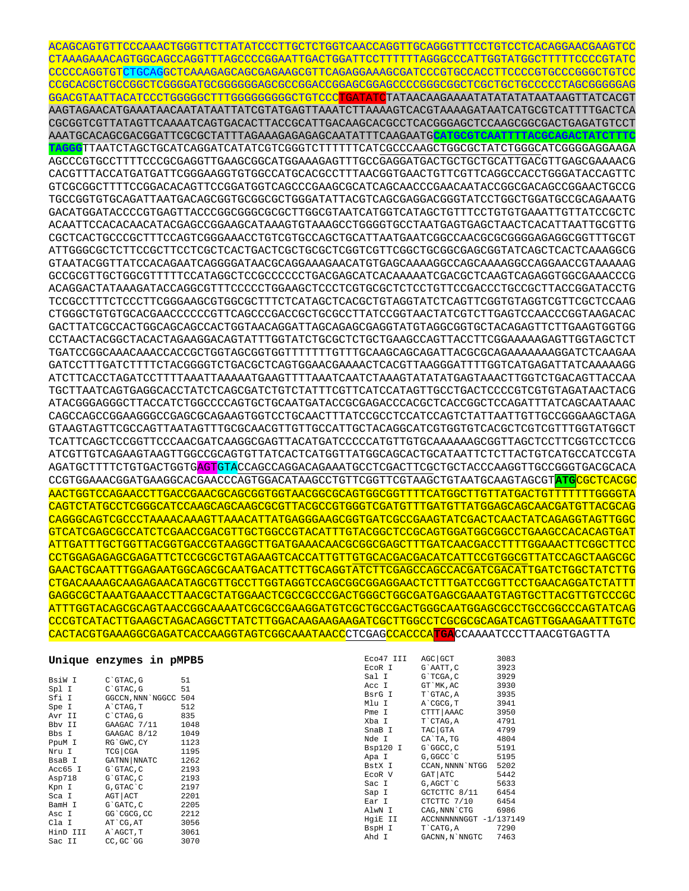```
ACAGCAGTGTTCCCAAACTGGGTTCTTATATCCCTTGCTCTGGTCAACCAGGTTGCAGGGTTTCCTGTCCTCACAGGAACGAAGTCC
CTAAAGAAACAGTGGCAGCCAGGTTTAGCCCCGGAATTGACTGGATTCCTTTTTTAGGGCCCATTGGTATGGCTTTTTCCCCGTATC
CCCCCAGGTGTCTGCAGGCTCAAAGAGCAGCGAGAAGCGTTCAGAGGAAAGCGATCCCGTGCCACCTTCCCCGTGCCCGGGCTGTCC
CCGCACGCTGCCGGCTCGGGGATGCGGGGGGAGCGCCGGACCGGAGCGGAGCCCCGGGCGGCTCGCTGCTGCCCCCTAGCGGGGGAG
GGACGTAATTACATCCCTGGGGGCTTTGGGGGGGGGCTGTCCCTGATATCTATAACAAGAAAATATATATATAATAAGTTATCACGT
AAGTAGAACATGAAATAACAATATAATTATCGTATGAGTTAAATCTTAAAAGTCACGTAAAAGATAATCATGCGTCATTTTGACTCA
CGCGGTCGTTATAGTTCAAAATCAGTGACACTTACCGCATTGACAAGCACGCCTCACGGGAGCTCCAAGCGGCGACTGAGATGTCCT
AAATGCACAGCGACGGATTCGCGCTATTTAGAAAGAGAGAGCAATATTTCAAGAATGCATGCGTCAATTTTACGCAGACTATCTTTC
TAGGGTTAATCTAGCTGCATCAGGATCATATCGTCGGGTCTTTTTTCATCGCCCAAGCTGGCGCTATCTGGGCATCGGGGAGGAAGA
AGCCCGTGCCTTTTCCCGCGAGGTTGAAGCGGCATGGAAAGAGTTTGCCGAGGATGACTGCTGCTGCATTGACGTTGAGCGAAAACG
CACGTTTACCATGATGATTCGGGAAGGTGTGGCCATGCACGCCTTTAACGGTGAACTGTTCGTTCAGGCCACCTGGGATACCAGTTC
GTCGCGGCTTTTCCGGACACAGTTCCGGATGGTCAGCCCGAAGCGCATCAGCAACCCGAACAATACCGGCGACAGCCGGAACTGCCG
TGCCGGTGTGCAGATTAATGACAGCGGTGCGGCGCTGGGATATTACGTCAGCGAGGACGGGTATCCTGGCTGGATGCCGCAGAAATG
GACATGGATACCCCGTGAGTTACCCGGCGGGCGCGCTTGGCGTAATCATGGTCATAGCTGTTTCCTGTGTGAAATTGTTATCCGCTC
ACAATTCCACACAACATACGAGCCGGAAGCATAAAGTGTAAAGCCTGGGGTGCCTAATGAGTGAGCTAACTCACATTAATTGCGTTG
CGCTCACTGCCCGCTTTCCAGTCGGGAAACCTGTCGTGCCAGCTGCATTAATGAATCGGCCAACGCGCGGGGAGAGGCGGTTTGCGT
ATTGGGCGCTCTTCCGCTTCCTCGCTCACTGACTCGCTGCGCTCGGTCGTTCGGCTGCGGCGAGCGGTATCAGCTCACTCAAAGGCG
GTAATACGGTTATCCACAGAATCAGGGGATAACGCAGGAAAGAACATGTGAGCAAAAGGCCAGCAAAAGGCCAGGAACCGTAAAAAG
GCCGCGTTGCTGGCGTTTTTCCATAGGCTCCGCCCCCCTGACGAGCATCACAAAAATCGACGCTCAAGTCAGAGGTGGCGAAACCCG
ACAGGACTATAAAGATACCAGGCGTTTCCCCCTGGAAGCTCCCTCGTGCGCTCTCCTGTTCCGACCCTGCCGCTTACCGGATACCTG
TCCGCCTTTCTCCCTTCGGGAAGCGTGGCGCTTTCTCATAGCTCACGCTGTAGGTATCTCAGTTCGGTGTAGGTCGTTCGCTCCAAG
CTGGGCTGTGTGCACGAACCCCCCGTTCAGCCCGACCGCTGCGCCTTATCCGGTAACTATCGTCTTGAGTCCAACCCGGTAAGACAC
GACTTATCGCCACTGGCAGCAGCCACTGGTAACAGGATTAGCAGAGCGAGGTATGTAGGCGGTGCTACAGAGTTCTTGAAGTGGTGG
CCTAACTACGGCTACACTAGAAGGACAGTATTTGGTATCTGCGCTCTGCTGAAGCCAGTTACCTTCGGAAAAAGAGTTGGTAGCTCT
TGATCCGGCAAACAAACCACCGCTGGTAGCGGTGGTTTTTTTGTTTGCAAGCAGCAGATTACGCGCAGAAAAAAAGGATCTCAAGAA
GATCCTTTGATCTTTTCTACGGGGTCTGACGCTCAGTGGAACGAAAACTCACGTTAAGGGATTTTGGTCATGAGATTATCAAAAAGG
ATCTTCACCTAGATCCTTTTAAATTAAAAATGAAGTTTTAAATCAATCTAAAGTATATATGAGTAAACTTGGTCTGACAGTTACCAA
TGCTTAATCAGTGAGGCACCTATCTCAGCGATCTGTCTATTTCGTTCATCCATAGTTGCCTGACTCCCCGTCGTGTAGATAACTACG
ATACGGGAGGGCTTACCATCTGGCCCCAGTGCTGCAATGATACCGCGAGACCCACGCTCACCGGCTCCAGATTTATCAGCAATAAAC
CAGCCAGCCGGAAGGGCCGAGCGCAGAAGTGGTCCTGCAACTTTATCCGCCTCCATCCAGTCTATTAATTGTTGCCGGGAAGCTAGA
GTAAGTAGTTCGCCAGTTAATAGTTTGCGCAACGTTGTTGCCATTGCTACAGGCATCGTGGTGTCACGCTCGTCGTTTGGTATGGCT
TCATTCAGCTCCGGTTCCCAACGATCAAGGCGAGTTACATGATCCCCCATGTTGTGCAAAAAAGCGGTTAGCTCCTTCGGTCCTCCG
ATCGTTGTCAGAAGTAAGTTGGCCGCAGTGTTATCACTCATGGTTATGGCAGCACTGCATAATTCTCTTACTGTCATGCCATCCGTA
AGATGCTTTTCTGTGACTGGTGAGTGTACCAGCCAGGACAGAAATGCCTCGACTTCGCTGCTACCCAAGGTTGCCGGGTGACGCACA
CCGTGGAAACGGATGAAGGCACGAACCCAGTGGACATAAGCCTGTTCGGTTCGTAAGCTGTAATGCAAGTAGCGTATGCGCTCACGC
AACTGGTCCAGAACCTTGACCGAACGCAGCGGTGGTAACGGCGCAGTGGCGGTTTTCATGGCTTGTTATGACTGTTTTTTTGGGGTA
CAGTCTATGCCTCGGGCATCCAAGCAGCAAGCGCGTTACGCCGTGGGTCGATGTTTGATGTTATGGAGCAGCAACGATGTTACGCAG
CAGGGCAGTCGCCCTAAAACAAAGTTAAACATTATGAGGGAAGCGGTGATCGCCGAAGTATCGACTCAACTATCAGAGGTAGTTGGC
GTCATCGAGCGCCATCTCGAACCGACGTTGCTGGCCGTACATTTGTACGGCTCCGCAGTGGATGGCGGCCTGAAGCCACACAGTGAT
ATTGATTTGCTGGTTACGGTGACCGTAAGGCTTGATGAAACAACGCGGCGAGCTTTGATCAACGACCTTTTGGAAACTTCGGCTTCC
CCTGGAGAGAGCGAGATTCTCCGCGCTGTAGAAGTCACCATTGTTGTGCACGACGACATCATTCCGTGGCGTTATCCAGCTAAGCGC
GAACTGCAATTTGGAGAATGGCAGCGCAATGACATTCTTGCAGGTATCTTCGAGCCAGCCACGATCGACATTGATCTGGCTATCTTG
CTGACAAAAGCAAGAGAACATAGCGTTGCCTTGGTAGGTCCAGCGGCGGAGGAACTCTTTGATCCGGTTCCTGAACAGGATCTATTT
GAGGCGCTAAATGAAACCTTAACGCTATGGAACTCGCCGCCCGACTGGGCTGGCGATGAGCGAAATGTAGTGCTTACGTTGTCCCGC
ATTTGGTACAGCGCAGTAACCGGCAAAATCGCGCCGAAGGATGTCGCTGCCGACTGGGCAATGGAGCGCCTGCCGGCCCAGTATCAG
CCCGTCATACTTGAAGCTAGACAGGCTTATCTTGGACAAGAAGAAGATCGCTTGGCCTCGCGCGCAGATCAGTTGGAAGAATTTGTC
CACTACGTGAAAGGCGAGATCACCAAGGTAGTCGGCAAATAACCCTCGAGCCACCCATGACCAAAATCCCTTAACGTGAGTTA
```

## Unique enzymes in pMPB5

| Enzyme | Site | Position |
|---|---|---|
| BsiW I | C`GTAC,G | 51 |
| Spl I | C`GTAC,G | 51 |
| Sfi I | GGCCN,NNN`NGGCC | 504 |
| Spe I | A`CTAG,T | 512 |
| Avr II | C`CTAG,G | 835 |
| Bbv II | GAAGAC 7/11 | 1048 |
| Bbs I | GAAGAC 8/12 | 1049 |
| PpuM I | RG`GWC,CY | 1123 |
| Nru I | TCG\|CGA | 1195 |
| BsaB I | GATNN\|NNATC | 1262 |
| Acc65 I | G`GTAC,C | 2193 |
| Asp718 | G`GTAC,C | 2193 |
| Kpn I | G,GTAC`C | 2197 |
| Sca I | AGT\|ACT | 2201 |
| BamH I | G`GATC,C | 2205 |
| Asc I | GG`CGCG,CC | 2212 |
| Cla I | AT`CG,AT | 3056 |
| HinD III | A`AGCT,T | 3061 |
| Sac II | CC,GC`GG | 3070 |
| Eco47 III | AGC\|GCT | 3083 |
| EcoR I | G`AATT,C | 3923 |
| Sal I | G`TCGA,C | 3929 |
| Acc I | GT`MK,AC | 3930 |
| BsrG I | T`GTAC,A | 3935 |
| Mlu I | A`CGCG,T | 3941 |
| Pme I | CTTT\|AAAC | 3950 |
| Xba I | T`CTAG,A | 4791 |
| SnaB I | TAC\|GTA | 4799 |
| Nde I | CA`TA,TG | 4804 |
| Bsp120 I | G`GGCC,C | 5191 |
| Apa I | G,GGCC`C | 5195 |
| BstX I | CCAN,NNNN`NTGG | 5202 |
| EcoR V | GAT\|ATC | 5442 |
| Sac I | G,AGCT`C | 5633 |
| Sap I | GCTCTTC 8/11 | 6454 |
| Ear I | CTCTTC 7/10 | 6454 |
| AlwN I | CAG,NNN`CTG | 6986 |
| HgiE II | ACCNNNNNNGGT -1/137149 | |
| BspH I | T`CATG,A | 7290 |
| Ahd I | GACNN,N`NNGTC | 7463 |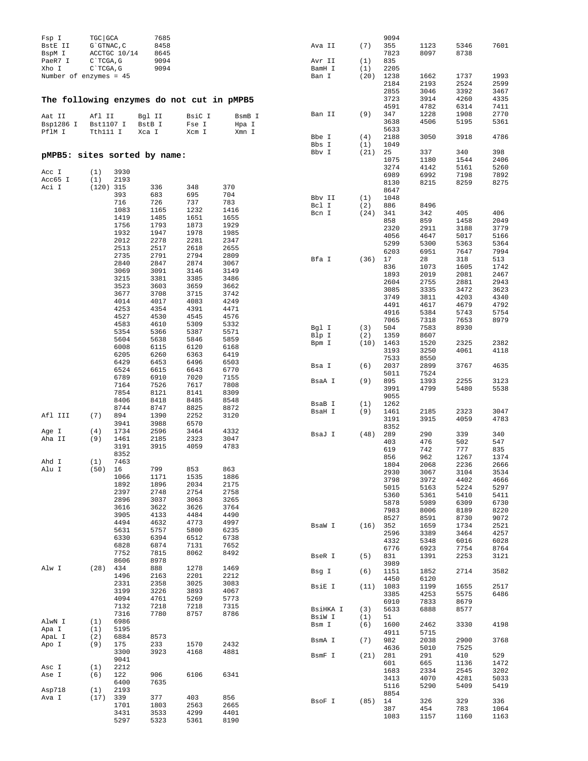```
Fsp I       TGC|GCA        7685
BstE II     G`GTNAC,C      8458
BspM I      ACCTGC 10/14   8645
PaeR7 I     C`TCGA,G       9094
Xho I       C`TCGA,G       9094
Number of enzymes = 45
```

## The following enzymes do not cut in pMPB5

```
Aat II      Afl II      Bgl II      BsiC I      BsmB I
Bsp1286 I   Bst1107 I   BstB I      Fse I       Hpa I
PflM I      Tth111 I    Xca I       Xcm I       Xmn I
```

## pMPB5: sites sorted by name:

```
Acc I       (1)    3930
Acc65 I     (1)    2193
Aci I       (120)  315    336    348    370
                   393    683    695    704
                   716    726    737    783
                   1083   1165   1232   1416
                   1419   1485   1651   1655
                   1756   1793   1873   1929
                   1932   1947   1978   1985
                   2012   2278   2281   2347
                   2513   2517   2618   2655
                   2735   2791   2794   2809
                   2840   2847   2874   3067
                   3069   3091   3146   3149
                   3215   3381   3385   3486
                   3523   3603   3659   3662
                   3677   3708   3715   3742
                   4014   4017   4083   4249
                   4253   4354   4391   4471
                   4527   4530   4545   4576
                   4583   4610   5309   5332
                   5354   5366   5387   5571
                   5604   5638   5846   5859
                   6008   6115   6120   6168
                   6205   6260   6363   6419
                   6429   6453   6496   6503
                   6524   6615   6643   6770
                   6789   6910   7020   7155
                   7164   7526   7617   7808
                   7854   8121   8141   8309
                   8406   8418   8485   8548
                   8744   8747   8825   8872
Afl III     (7)    894    1390   2252   3120
                   3941   3988   6570
Age I       (4)    1734   2596   3464   4332
Aha II      (9)    1461   2185   2323   3047
                   3191   3915   4059   4783
                   8352
Ahd I       (1)    7463
Alu I       (50)   16     799    853    863
                   1066   1171   1535   1886
                   1892   1896   2034   2175
                   2397   2748   2754   2758
                   2896   3037   3063   3265
                   3616   3622   3626   3764
                   3905   4133   4484   4490
                   4494   4632   4773   4997
                   5631   5757   5800   6235
                   6330   6394   6512   6738
                   6828   6874   7131   7652
                   7752   7815   8062   8492
                   8606   8978
Alw I       (28)   434    888    1278   1469
                   1496   2163   2201   2212
                   2331   2358   3025   3083
                   3199   3226   3893   4067
                   4094   4761   5269   5773
                   7132   7218   7218   7315
                   7316   7780   8757   8786
AlwN I      (1)    6986
Apa I       (1)    5195
ApaL I      (2)    6884   8573
Apo I       (9)    175    233    1570   2432
                   3300   3923   4168   4881
                   9041
Asc I       (1)    2212
Ase I       (6)    122    906    6106   6341
                   6400   7635
Asp718      (1)    2193
Ava I       (17)   339    377    403    856
                   1701   1803   2563   2665
                   3431   3533   4299   4401
                   5297   5323   5361   8190
                   9094
Ava II      (7)    355    1123   5346   7601
                   7823   8097   8738
Avr II      (1)    835
BamH I      (1)    2205
Ban I       (20)   1238   1662   1737   1993
                   2184   2193   2524   2599
                   2855   3046   3392   3467
                   3723   3914   4260   4335
                   4591   4782   6314   7411
Ban II      (9)    347    1228   1908   2770
                   3638   4506   5195   5361
                   5633
Bbe I       (4)    2188   3050   3918   4786
Bbs I       (1)    1049
Bbv I       (21)   25     337    340    398
                   1075   1180   1544   2406
                   3274   4142   5161   5260
                   6989   6992   7198   7892
                   8130   8215   8259   8275
                   8647
Bbv II      (1)    1048
Bcl I       (2)    886    8496
Bcn I       (24)   341    342    405    406
                   858    859    1458   2049
                   2320   2911   3188   3779
                   4056   4647   5017   5166
                   5299   5300   5363   5364
                   6203   6951   7647   7994
Bfa I       (36)   17     28     318    513
                   836    1073   1605   1742
                   1893   2019   2081   2467
                   2604   2755   2881   2943
                   3085   3335   3472   3623
                   3749   3811   4203   4340
                   4491   4617   4679   4792
                   4916   5384   5743   5754
                   7065   7318   7653   8979
Bgl I       (3)    504    7583   8930
Blp I       (2)    1359   8607
Bpm I       (10)   1463   1520   2325   2382
                   3193   3250   4061   4118
                   7533   8550
Bsa I       (6)    2037   2899   3767   4635
                   5011   7524
BsaA I      (9)    895    1393   2255   3123
                   3991   4799   5480   5538
                   9055
BsaB I      (1)    1262
BsaH I      (9)    1461   2185   2323   3047
                   3191   3915   4059   4783
                   8352
BsaJ I      (48)   289    290    339    340
                   403    476    502    547
                   619    742    777    835
                   856    962    1267   1374
                   1804   2068   2236   2666
                   2930   3067   3104   3534
                   3798   3972   4402   4666
                   5015   5163   5224   5297
                   5360   5361   5410   5411
                   5878   5989   6309   6730
                   7983   8006   8189   8220
                   8527   8591   8730   9072
BsaW I      (16)   352    1659   1734   2521
                   2596   3389   3464   4257
                   4332   5348   6016   6028
                   6776   6923   7754   8764
BseR I      (5)    831    1391   2253   3121
                   3989
Bsg I       (6)    1151   1852   2714   3582
                   4450   6120
BsiE I      (11)   1083   1199   1655   2517
                   3385   4253   5575   6486
                   6910   7833   8679
BsiHKA I    (3)    5633   6888   8577
BsiW I      (1)    51
Bsm I       (6)    1600   2462   3330   4198
                   4911   5715
BsmA I      (7)    982    2038   2900   3768
                   4636   5010   7525
BsmF I      (21)   281    291    410    529
                   601    665    1136   1472
                   1683   2334   2545   3202
                   3413   4070   4281   5033
                   5116   5290   5409   5419
                   8854
BsoF I      (85)   14     326    329    336
                   387    454    783    1064
                   1083   1157   1160   1163
```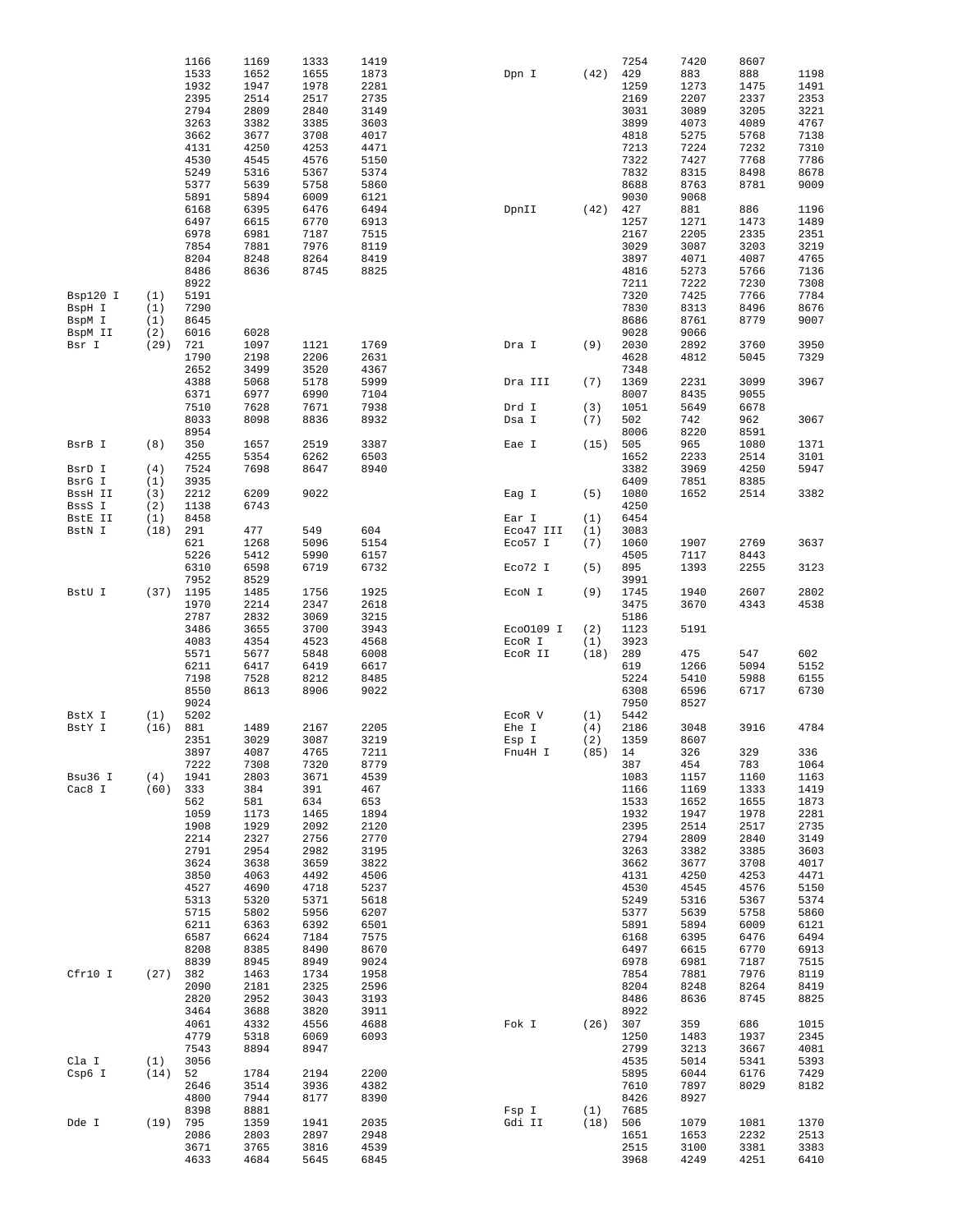```
                1166     1169     1333     1419                          7254     7420     8607
                1533     1652     1655     1873     Dpn I       (42)  429      883      888      1198
                1932     1947     1978     2281                        1259     1273     1475     1491
                2395     2514     2517     2735                        2169     2207     2337     2353
                2794     2809     2840     3149                        3031     3089     3205     3221
                3263     3382     3385     3603                        3899     4073     4089     4767
                3662     3677     3708     4017                        4818     5275     5768     7138
                4131     4250     4253     4471                        7213     7224     7232     7310
                4530     4545     4576     5150                        7322     7427     7768     7786
                5249     5316     5367     5374                        7832     8315     8498     8678
                5377     5639     5758     5860                        8688     8763     8781     9009
                5891     5894     6009     6121                        9030     9068
                6168     6395     6476     6494     DpnII       (42)  427      881      886      1196
                6497     6615     6770     6913                        1257     1271     1473     1489
                6978     6981     7187     7515                        2167     2205     2335     2351
                7854     7881     7976     8119                        3029     3087     3203     3219
                8204     8248     8264     8419                        3897     4071     4087     4765
                8486     8636     8745     8825                        4816     5273     5766     7136
                8922                                                   7211     7222     7230     7308
Bsp120 I  (1)   5191                                                   7320     7425     7766     7784
BspH I    (1)   7290                                                   7830     8313     8496     8676
BspM I    (1)   8645                                                   8686     8761     8779     9007
BspM II   (2)   6016     6028                                          9028     9066
Bsr I     (29)  721      1097     1121     1769     Dra I       (9)   2030     2892     3760     3950
                1790     2198     2206     2631                        4628     4812     5045     7329
                2652     3499     3520     4367                        7348
                4388     5068     5178     5999     Dra III     (7)   1369     2231     3099     3967
                6371     6977     6990     7104                        8007     8435     9055
                7510     7628     7671     7938     Drd I       (3)   1051     5649     6678
                8033     8098     8836     8932     Dsa I       (7)   502      742      962      3067
                8954                                                   8006     8220     8591
BsrB I    (8)   350      1657     2519     3387     Eae I       (15)  505      965      1080     1371
                4255     5354     6262     6503                        1652     2233     2514     3101
BsrD I    (4)   7524     7698     8647     8940                        3382     3969     4250     5947
BsrG I    (1)   3935                                                   6409     7851     8385
BssH II   (3)   2212     6209     9022              Eag I       (5)   1080     1652     2514     3382
BssS I    (2)   1138     6743                                          4250
BstE II   (1)   8458                                Ear I       (1)   6454
BstN I    (18)  291      477      549      604      Eco47 III   (1)   3083
                621      1268     5096     5154     Eco57 I     (7)   1060     1907     2769     3637
                5226     5412     5990     6157                        4505     7117     8443
                6310     6598     6719     6732     Eco72 I     (5)   895      1393     2255     3123
                7952     8529                                          3991
BstU I    (37)  1195     1485     1756     1925     EcoN I      (9)   1745     1940     2607     2802
                1970     2214     2347     2618                        3475     3670     4343     4538
                2787     2832     3069     3215                        5186
                3486     3655     3700     3943     EcoO109 I   (2)   1123     5191
                4083     4354     4523     4568     EcoR I      (1)   3923
                5571     5677     5848     6008     EcoR II     (18)  289      475      547      602
                6211     6417     6419     6617                        619      1266     5094     5152
                7198     7528     8212     8485                        5224     5410     5988     6155
                8550     8613     8906     9022                        6308     6596     6717     6730
                9024                                                   7950     8527
BstX I    (1)   5202                                EcoR V      (1)   5442
BstY I    (16)  881      1489     2167     2205     Ehe I       (4)   2186     3048     3916     4784
                2351     3029     3087     3219     Esp I       (2)   1359     8607
                3897     4087     4765     7211     Fnu4H I     (85)  14       326      329      336
                7222     7308     7320     8779                        387      454      783      1064
Bsu36 I   (4)   1941     2803     3671     4539                        1083     1157     1160     1163
Cac8 I    (60)  333      384      391      467                         1166     1169     1333     1419
                562      581      634      653                         1533     1652     1655     1873
                1059     1173     1465     1894                        1932     1947     1978     2281
                1908     1929     2092     2120                        2395     2514     2517     2735
                2214     2327     2756     2770                        2794     2809     2840     3149
                2791     2954     2982     3195                        3263     3382     3385     3603
                3624     3638     3659     3822                        3662     3677     3708     4017
                3850     4063     4492     4506                        4131     4250     4253     4471
                4527     4690     4718     5237                        4530     4545     4576     5150
                5313     5320     5371     5618                        5249     5316     5367     5374
                5715     5802     5956     6207                        5377     5639     5758     5860
                6211     6363     6392     6501                        5891     5894     6009     6121
                6587     6624     7184     7575                        6168     6395     6476     6494
                8208     8385     8490     8670                        6497     6615     6770     6913
                8839     8945     8949     9024                        6978     6981     7187     7515
Cfr10 I   (27)  382      1463     1734     1958                        7854     7881     7976     8119
                2090     2181     2325     2596                        8204     8248     8264     8419
                2820     2952     3043     3193                        8486     8636     8745     8825
                3464     3688     3820     3911                        8922
                4061     4332     4556     4688     Fok I       (26)  307      359      686      1015
                4779     5318     6069     6093                        1250     1483     1937     2345
                7543     8894     8947                                 2799     3213     3667     4081
Cla I     (1)   3056                                                   4535     5014     5341     5393
Csp6 I    (14)  52       1784     2194     2200                        5895     6044     6176     7429
                2646     3514     3936     4382                        7610     7897     8029     8182
                4800     7944     8177     8390                        8426     8927
                8398     8881                       Fsp I       (1)   7685
Dde I     (19)  795      1359     1941     2035     Gdi II      (18)  506      1079     1081     1370
                2086     2803     2897     2948                        1651     1653     2232     2513
                3671     3765     3816     4539                        2515     3100     3381     3383
                4633     4684     5645     6845                        3968     4249     4251     6410
```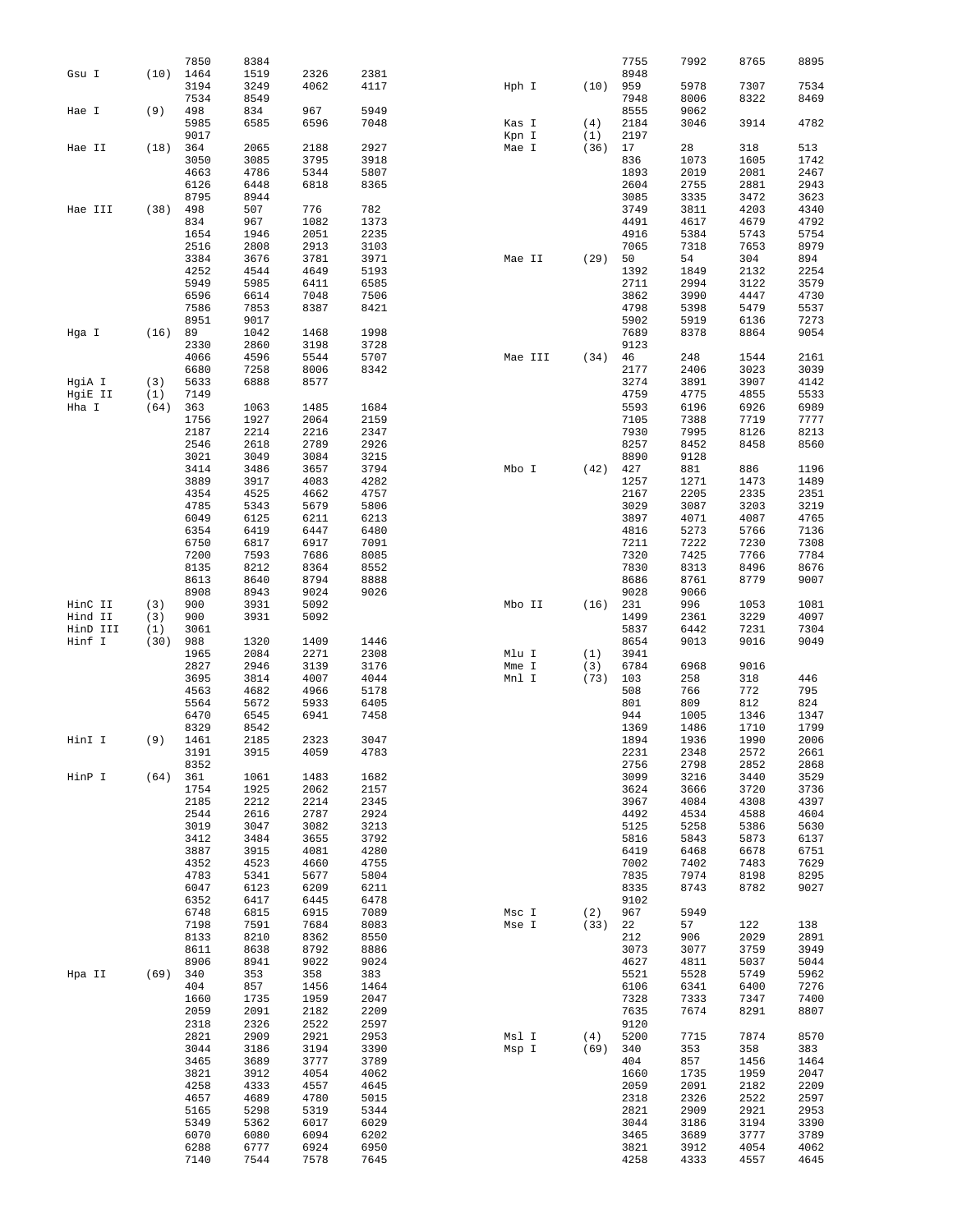| Enzyme | Count | Sites | | | |
|---|---|---|---|---|---|
| | | 7850 | 8384 | | |
| Gsu I | (10) | 1464 | 1519 | 2326 | 2381 |
| | | 3194 | 3249 | 4062 | 4117 |
| | | 7534 | 8549 | | |
| Hae I | (9) | 498 | 834 | 967 | 5949 |
| | | 5985 | 6585 | 6596 | 7048 |
| | | 9017 | | | |
| Hae II | (18) | 364 | 2065 | 2188 | 2927 |
| | | 3050 | 3085 | 3795 | 3918 |
| | | 4663 | 4786 | 5344 | 5807 |
| | | 6126 | 6448 | 6818 | 8365 |
| | | 8795 | 8944 | | |
| Hae III | (38) | 498 | 507 | 776 | 782 |
| | | 834 | 967 | 1082 | 1373 |
| | | 1654 | 1946 | 2051 | 2235 |
| | | 2516 | 2808 | 2913 | 3103 |
| | | 3384 | 3676 | 3781 | 3971 |
| | | 4252 | 4544 | 4649 | 5193 |
| | | 5949 | 5985 | 6411 | 6585 |
| | | 6596 | 6614 | 7048 | 7506 |
| | | 7586 | 7853 | 8387 | 8421 |
| | | 8951 | 9017 | | |
| Hga I | (16) | 89 | 1042 | 1468 | 1998 |
| | | 2330 | 2860 | 3198 | 3728 |
| | | 4066 | 4596 | 5544 | 5707 |
| | | 6680 | 7258 | 8006 | 8342 |
| HgiA I | (3) | 5633 | 6888 | 8577 | |
| HgiE II | (1) | 7149 | | | |
| Hha I | (64) | 363 | 1063 | 1485 | 1684 |
| | | 1756 | 1927 | 2064 | 2159 |
| | | 2187 | 2214 | 2216 | 2347 |
| | | 2546 | 2618 | 2789 | 2926 |
| | | 3021 | 3049 | 3084 | 3215 |
| | | 3414 | 3486 | 3657 | 3794 |
| | | 3889 | 3917 | 4083 | 4282 |
| | | 4354 | 4525 | 4662 | 4757 |
| | | 4785 | 5343 | 5679 | 5806 |
| | | 6049 | 6125 | 6211 | 6213 |
| | | 6354 | 6419 | 6447 | 6480 |
| | | 6750 | 6817 | 6917 | 7091 |
| | | 7200 | 7593 | 7686 | 8085 |
| | | 8135 | 8212 | 8364 | 8552 |
| | | 8613 | 8640 | 8794 | 8888 |
| | | 8908 | 8943 | 9024 | 9026 |
| HinC II | (3) | 900 | 3931 | 5092 | |
| Hind II | (3) | 900 | 3931 | 5092 | |
| HinD III | (1) | 3061 | | | |
| Hinf I | (30) | 988 | 1320 | 1409 | 1446 |
| | | 1965 | 2084 | 2271 | 2308 |
| | | 2827 | 2946 | 3139 | 3176 |
| | | 3695 | 3814 | 4007 | 4044 |
| | | 4563 | 4682 | 4966 | 5178 |
| | | 5564 | 5672 | 5933 | 6405 |
| | | 6470 | 6545 | 6941 | 7458 |
| | | 8329 | 8542 | | |
| HinI I | (9) | 1461 | 2185 | 2323 | 3047 |
| | | 3191 | 3915 | 4059 | 4783 |
| | | 8352 | | | |
| HinP I | (64) | 361 | 1061 | 1483 | 1682 |
| | | 1754 | 1925 | 2062 | 2157 |
| | | 2185 | 2212 | 2214 | 2345 |
| | | 2544 | 2616 | 2787 | 2924 |
| | | 3019 | 3047 | 3082 | 3213 |
| | | 3412 | 3484 | 3655 | 3792 |
| | | 3887 | 3915 | 4081 | 4280 |
| | | 4352 | 4523 | 4660 | 4755 |
| | | 4783 | 5341 | 5677 | 5804 |
| | | 6047 | 6123 | 6209 | 6211 |
| | | 6352 | 6417 | 6445 | 6478 |
| | | 6748 | 6815 | 6915 | 7089 |
| | | 7198 | 7591 | 7684 | 8083 |
| | | 8133 | 8210 | 8362 | 8550 |
| | | 8611 | 8638 | 8792 | 8886 |
| | | 8906 | 8941 | 9022 | 9024 |
| Hpa II | (69) | 340 | 353 | 358 | 383 |
| | | 404 | 857 | 1456 | 1464 |
| | | 1660 | 1735 | 1959 | 2047 |
| | | 2059 | 2091 | 2182 | 2209 |
| | | 2318 | 2326 | 2522 | 2597 |
| | | 2821 | 2909 | 2921 | 2953 |
| | | 3044 | 3186 | 3194 | 3390 |
| | | 3465 | 3689 | 3777 | 3789 |
| | | 3821 | 3912 | 4054 | 4062 |
| | | 4258 | 4333 | 4557 | 4645 |
| | | 4657 | 4689 | 4780 | 5015 |
| | | 5165 | 5298 | 5319 | 5344 |
| | | 5349 | 5362 | 6017 | 6029 |
| | | 6070 | 6080 | 6094 | 6202 |
| | | 6288 | 6777 | 6924 | 6950 |
| | | 7140 | 7544 | 7578 | 7645 |

| Enzyme | Count | Sites | | | |
|---|---|---|---|---|---|
| | | 7755 | 7992 | 8765 | 8895 |
| | | 8948 | | | |
| Hph I | (10) | 959 | 5978 | 7307 | 7534 |
| | | 7948 | 8006 | 8322 | 8469 |
| | | 8555 | 9062 | | |
| Kas I | (4) | 2184 | 3046 | 3914 | 4782 |
| Kpn I | (1) | 2197 | | | |
| Mae I | (36) | 17 | 28 | 318 | 513 |
| | | 836 | 1073 | 1605 | 1742 |
| | | 1893 | 2019 | 2081 | 2467 |
| | | 2604 | 2755 | 2881 | 2943 |
| | | 3085 | 3335 | 3472 | 3623 |
| | | 3749 | 3811 | 4203 | 4340 |
| | | 4491 | 4617 | 4679 | 4792 |
| | | 4916 | 5384 | 5743 | 5754 |
| | | 7065 | 7318 | 7653 | 8979 |
| Mae II | (29) | 50 | 54 | 304 | 894 |
| | | 1392 | 1849 | 2132 | 2254 |
| | | 2711 | 2994 | 3122 | 3579 |
| | | 3862 | 3990 | 4447 | 4730 |
| | | 4798 | 5398 | 5479 | 5537 |
| | | 5902 | 5919 | 6136 | 7273 |
| | | 7689 | 8378 | 8864 | 9054 |
| | | 9123 | | | |
| Mae III | (34) | 46 | 248 | 1544 | 2161 |
| | | 2177 | 2406 | 3023 | 3039 |
| | | 3274 | 3891 | 3907 | 4142 |
| | | 4759 | 4775 | 4855 | 5533 |
| | | 5593 | 6196 | 6926 | 6989 |
| | | 7105 | 7388 | 7719 | 7777 |
| | | 7930 | 7995 | 8126 | 8213 |
| | | 8257 | 8452 | 8458 | 8560 |
| | | 8890 | 9128 | | |
| Mbo I | (42) | 427 | 881 | 886 | 1196 |
| | | 1257 | 1271 | 1473 | 1489 |
| | | 2167 | 2205 | 2335 | 2351 |
| | | 3029 | 3087 | 3203 | 3219 |
| | | 3897 | 4071 | 4087 | 4765 |
| | | 4816 | 5273 | 5766 | 7136 |
| | | 7211 | 7222 | 7230 | 7308 |
| | | 7320 | 7425 | 7766 | 7784 |
| | | 7830 | 8313 | 8496 | 8676 |
| | | 8686 | 8761 | 8779 | 9007 |
| | | 9028 | 9066 | | |
| Mbo II | (16) | 231 | 996 | 1053 | 1081 |
| | | 1499 | 2361 | 3229 | 4097 |
| | | 5837 | 6442 | 7231 | 7304 |
| | | 8654 | 9013 | 9016 | 9049 |
| Mlu I | (1) | 3941 | | | |
| Mme I | (3) | 6784 | 6968 | 9016 | |
| Mnl I | (73) | 103 | 258 | 318 | 446 |
| | | 508 | 766 | 772 | 795 |
| | | 801 | 809 | 812 | 824 |
| | | 944 | 1005 | 1346 | 1347 |
| | | 1369 | 1486 | 1710 | 1799 |
| | | 1894 | 1936 | 1990 | 2006 |
| | | 2231 | 2348 | 2572 | 2661 |
| | | 2756 | 2798 | 2852 | 2868 |
| | | 3099 | 3216 | 3440 | 3529 |
| | | 3624 | 3666 | 3720 | 3736 |
| | | 3967 | 4084 | 4308 | 4397 |
| | | 4492 | 4534 | 4588 | 4604 |
| | | 5125 | 5258 | 5386 | 5630 |
| | | 5816 | 5843 | 5873 | 6137 |
| | | 6419 | 6468 | 6678 | 6751 |
| | | 7002 | 7402 | 7483 | 7629 |
| | | 7835 | 7974 | 8198 | 8295 |
| | | 8335 | 8743 | 8782 | 9027 |
| | | 9102 | | | |
| Msc I | (2) | 967 | 5949 | | |
| Mse I | (33) | 22 | 57 | 122 | 138 |
| | | 212 | 906 | 2029 | 2891 |
| | | 3073 | 3077 | 3759 | 3949 |
| | | 4627 | 4811 | 5037 | 5044 |
| | | 5521 | 5528 | 5749 | 5962 |
| | | 6106 | 6341 | 6400 | 7276 |
| | | 7328 | 7333 | 7347 | 7400 |
| | | 7635 | 7674 | 8291 | 8807 |
| | | 9120 | | | |
| Msl I | (4) | 5200 | 7715 | 7874 | 8570 |
| Msp I | (69) | 340 | 353 | 358 | 383 |
| | | 404 | 857 | 1456 | 1464 |
| | | 1660 | 1735 | 1959 | 2047 |
| | | 2059 | 2091 | 2182 | 2209 |
| | | 2318 | 2326 | 2522 | 2597 |
| | | 2821 | 2909 | 2921 | 2953 |
| | | 3044 | 3186 | 3194 | 3390 |
| | | 3465 | 3689 | 3777 | 3789 |
| | | 3821 | 3912 | 4054 | 4062 |
| | | 4258 | 4333 | 4557 | 4645 |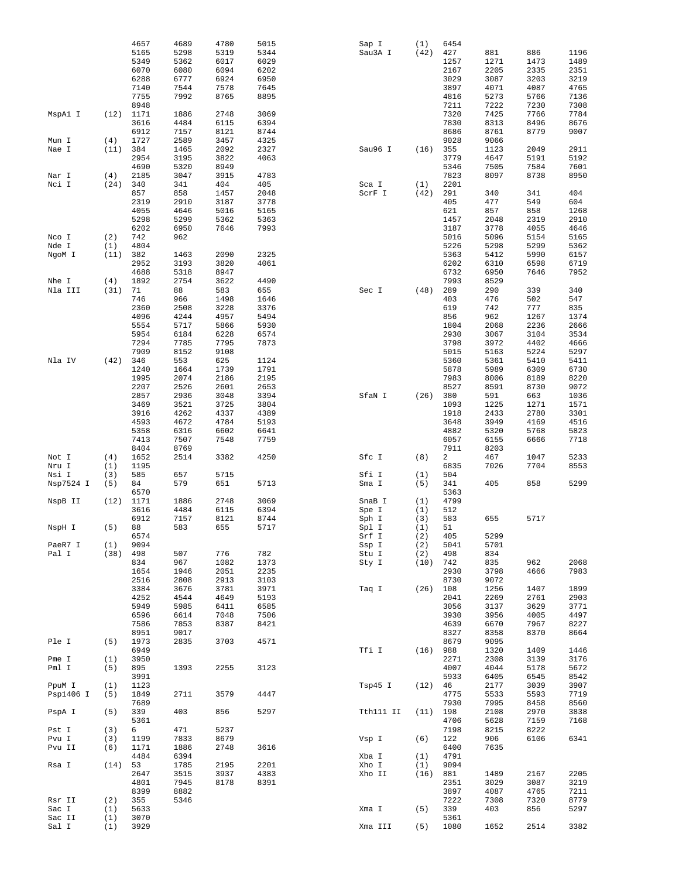| | | | | | |
|---|---|---|---|---|---|
| | | 4657 | 4689 | 4780 | 5015 |
| | | 5165 | 5298 | 5319 | 5344 |
| | | 5349 | 5362 | 6017 | 6029 |
| | | 6070 | 6080 | 6094 | 6202 |
| | | 6288 | 6777 | 6924 | 6950 |
| | | 7140 | 7544 | 7578 | 7645 |
| | | 7755 | 7992 | 8765 | 8895 |
| | | 8948 | | | |
| MspA1 I | (12) | 1171 | 1886 | 2748 | 3069 |
| | | 3616 | 4484 | 6115 | 6394 |
| | | 6912 | 7157 | 8121 | 8744 |
| Mun I | (4) | 1727 | 2589 | 3457 | 4325 |
| Nae I | (11) | 384 | 1465 | 2092 | 2327 |
| | | 2954 | 3195 | 3822 | 4063 |
| | | 4690 | 5320 | 8949 | |
| Nar I | (4) | 2185 | 3047 | 3915 | 4783 |
| Nci I | (24) | 340 | 341 | 404 | 405 |
| | | 857 | 858 | 1457 | 2048 |
| | | 2319 | 2910 | 3187 | 3778 |
| | | 4055 | 4646 | 5016 | 5165 |
| | | 5298 | 5299 | 5362 | 5363 |
| | | 6202 | 6950 | 7646 | 7993 |
| Nco I | (2) | 742 | 962 | | |
| Nde I | (1) | 4804 | | | |
| NgoM I | (11) | 382 | 1463 | 2090 | 2325 |
| | | 2952 | 3193 | 3820 | 4061 |
| | | 4688 | 5318 | 8947 | |
| Nhe I | (4) | 1892 | 2754 | 3622 | 4490 |
| Nla III | (31) | 71 | 88 | 583 | 655 |
| | | 746 | 966 | 1498 | 1646 |
| | | 2360 | 2508 | 3228 | 3376 |
| | | 4096 | 4244 | 4957 | 5494 |
| | | 5554 | 5717 | 5866 | 5930 |
| | | 5954 | 6184 | 6228 | 6574 |
| | | 7294 | 7785 | 7795 | 7873 |
| | | 7909 | 8152 | 9108 | |
| Nla IV | (42) | 346 | 553 | 625 | 1124 |
| | | 1240 | 1664 | 1739 | 1791 |
| | | 1995 | 2074 | 2186 | 2195 |
| | | 2207 | 2526 | 2601 | 2653 |
| | | 2857 | 2936 | 3048 | 3394 |
| | | 3469 | 3521 | 3725 | 3804 |
| | | 3916 | 4262 | 4337 | 4389 |
| | | 4593 | 4672 | 4784 | 5193 |
| | | 5358 | 6316 | 6602 | 6641 |
| | | 7413 | 7507 | 7548 | 7759 |
| | | 8404 | 8769 | | |
| Not I | (4) | 1652 | 2514 | 3382 | 4250 |
| Nru I | (1) | 1195 | | | |
| Nsi I | (3) | 585 | 657 | 5715 | |
| Nsp7524 I | (5) | 84 | 579 | 651 | 5713 |
| | | 6570 | | | |
| NspB II | (12) | 1171 | 1886 | 2748 | 3069 |
| | | 3616 | 4484 | 6115 | 6394 |
| | | 6912 | 7157 | 8121 | 8744 |
| NspH I | (5) | 88 | 583 | 655 | 5717 |
| | | 6574 | | | |
| PaeR7 I | (1) | 9094 | | | |
| Pal I | (38) | 498 | 507 | 776 | 782 |
| | | 834 | 967 | 1082 | 1373 |
| | | 1654 | 1946 | 2051 | 2235 |
| | | 2516 | 2808 | 2913 | 3103 |
| | | 3384 | 3676 | 3781 | 3971 |
| | | 4252 | 4544 | 4649 | 5193 |
| | | 5949 | 5985 | 6411 | 6585 |
| | | 6596 | 6614 | 7048 | 7506 |
| | | 7586 | 7853 | 8387 | 8421 |
| | | 8951 | 9017 | | |
| Ple I | (5) | 1973 | 2835 | 3703 | 4571 |
| | | 6949 | | | |
| Pme I | (1) | 3950 | | | |
| Pml I | (5) | 895 | 1393 | 2255 | 3123 |
| | | 3991 | | | |
| PpuM I | (1) | 1123 | | | |
| Psp1406 I | (5) | 1849 | 2711 | 3579 | 4447 |
| | | 7689 | | | |
| PspA I | (5) | 339 | 403 | 856 | 5297 |
| | | 5361 | | | |
| Pst I | (3) | 6 | 471 | 5237 | |
| Pvu I | (3) | 1199 | 7833 | 8679 | |
| Pvu II | (6) | 1171 | 1886 | 2748 | 3616 |
| | | 4484 | 6394 | | |
| Rsa I | (14) | 53 | 1785 | 2195 | 2201 |
| | | 2647 | 3515 | 3937 | 4383 |
| | | 4801 | 7945 | 8178 | 8391 |
| | | 8399 | 8882 | | |
| Rsr II | (2) | 355 | 5346 | | |
| Sac I | (1) | 5633 | | | |
| Sac II | (1) | 3070 | | | |
| Sal I | (1) | 3929 | | | |
| Sap I | (1) | 6454 | | | |
| Sau3A I | (42) | 427 | 881 | 886 | 1196 |
| | | 1257 | 1271 | 1473 | 1489 |
| | | 2167 | 2205 | 2335 | 2351 |
| | | 3029 | 3087 | 3203 | 3219 |
| | | 3897 | 4071 | 4087 | 4765 |
| | | 4816 | 5273 | 5766 | 7136 |
| | | 7211 | 7222 | 7230 | 7308 |
| | | 7320 | 7425 | 7766 | 7784 |
| | | 7830 | 8313 | 8496 | 8676 |
| | | 8686 | 8761 | 8779 | 9007 |
| | | 9028 | 9066 | | |
| Sau96 I | (16) | 355 | 1123 | 2049 | 2911 |
| | | 3779 | 4647 | 5191 | 5192 |
| | | 5346 | 7505 | 7584 | 7601 |
| | | 7823 | 8097 | 8738 | 8950 |
| Sca I | (1) | 2201 | | | |
| ScrF I | (42) | 291 | 340 | 341 | 404 |
| | | 405 | 477 | 549 | 604 |
| | | 621 | 857 | 858 | 1268 |
| | | 1457 | 2048 | 2319 | 2910 |
| | | 3187 | 3778 | 4055 | 4646 |
| | | 5016 | 5096 | 5154 | 5165 |
| | | 5226 | 5298 | 5299 | 5362 |
| | | 5363 | 5412 | 5990 | 6157 |
| | | 6202 | 6310 | 6598 | 6719 |
| | | 6732 | 6950 | 7646 | 7952 |
| | | 7993 | 8529 | | |
| Sec I | (48) | 289 | 290 | 339 | 340 |
| | | 403 | 476 | 502 | 547 |
| | | 619 | 742 | 777 | 835 |
| | | 856 | 962 | 1267 | 1374 |
| | | 1804 | 2068 | 2236 | 2666 |
| | | 2930 | 3067 | 3104 | 3534 |
| | | 3798 | 3972 | 4402 | 4666 |
| | | 5015 | 5163 | 5224 | 5297 |
| | | 5360 | 5361 | 5410 | 5411 |
| | | 5878 | 5989 | 6309 | 6730 |
| | | 7983 | 8006 | 8189 | 8220 |
| | | 8527 | 8591 | 8730 | 9072 |
| SfaN I | (26) | 380 | 591 | 663 | 1036 |
| | | 1093 | 1225 | 1271 | 1571 |
| | | 1918 | 2433 | 2780 | 3301 |
| | | 3648 | 3949 | 4169 | 4516 |
| | | 4882 | 5320 | 5768 | 5823 |
| | | 6057 | 6155 | 6666 | 7718 |
| | | 7911 | 8203 | | |
| Sfc I | (8) | 2 | 467 | 1047 | 5233 |
| | | 6835 | 7026 | 7704 | 8553 |
| Sfi I | (1) | 504 | | | |
| Sma I | (5) | 341 | 405 | 858 | 5299 |
| | | 5363 | | | |
| SnaB I | (1) | 4799 | | | |
| Spe I | (1) | 512 | | | |
| Sph I | (3) | 583 | 655 | 5717 | |
| Spl I | (1) | 51 | | | |
| Srf I | (2) | 405 | 5299 | | |
| Ssp I | (2) | 5041 | 5701 | | |
| Stu I | (2) | 498 | 834 | | |
| Sty I | (10) | 742 | 835 | 962 | 2068 |
| | | 2930 | 3798 | 4666 | 7983 |
| | | 8730 | 9072 | | |
| Taq I | (26) | 108 | 1256 | 1407 | 1899 |
| | | 2041 | 2269 | 2761 | 2903 |
| | | 3056 | 3137 | 3629 | 3771 |
| | | 3930 | 3956 | 4005 | 4497 |
| | | 4639 | 6670 | 7967 | 8227 |
| | | 8327 | 8358 | 8370 | 8664 |
| | | 8679 | 9095 | | |
| Tfi I | (16) | 988 | 1320 | 1409 | 1446 |
| | | 2271 | 2308 | 3139 | 3176 |
| | | 4007 | 4044 | 5178 | 5672 |
| | | 5933 | 6405 | 6545 | 8542 |
| Tsp45 I | (12) | 46 | 2177 | 3039 | 3907 |
| | | 4775 | 5533 | 5593 | 7719 |
| | | 7930 | 7995 | 8458 | 8560 |
| Tth111 II | (11) | 198 | 2108 | 2970 | 3838 |
| | | 4706 | 5628 | 7159 | 7168 |
| | | 7198 | 8215 | 8222 | |
| Vsp I | (6) | 122 | 906 | 6106 | 6341 |
| | | 6400 | 7635 | | |
| Xba I | (1) | 4791 | | | |
| Xho I | (1) | 9094 | | | |
| Xho II | (16) | 881 | 1489 | 2167 | 2205 |
| | | 2351 | 3029 | 3087 | 3219 |
| | | 3897 | 4087 | 4765 | 7211 |
| | | 7222 | 7308 | 7320 | 8779 |
| Xma I | (5) | 339 | 403 | 856 | 5297 |
| | | 5361 | | | |
| Xma III | (5) | 1080 | 1652 | 2514 | 3382 |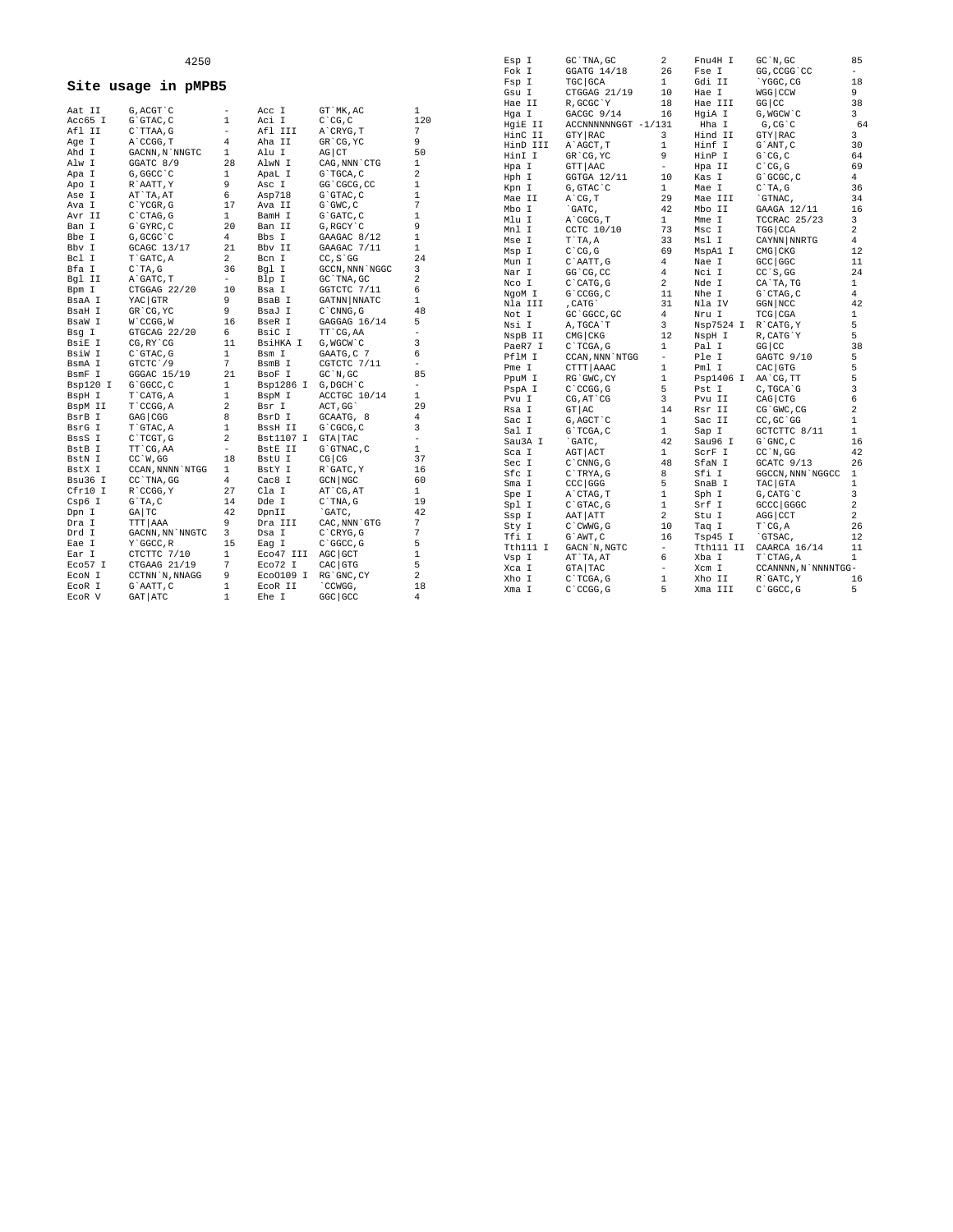4250

## Site usage in pMPB5

| | | | | | |
|---|---|---|---|---|---|
| Aat II | G,ACGT`C | - | Acc I | GT`MK,AC | 1 |
| Acc65 I | G`GTAC,C | 1 | Aci I | C`CG,C | 120 |
| Afl II | C`TTAA,G | - | Afl III | A`CRYG,T | 7 |
| Age I | A`CCGG,T | 4 | Aha II | GR`CG,YC | 9 |
| Ahd I | GACNN,N`NNGTC | 1 | Alu I | AG\|CT | 50 |
| Alw I | GGATC 8/9 | 28 | AlwN I | CAG,NNN`CTG | 1 |
| Apa I | G,GGCC`C | 1 | ApaL I | G`TGCA,C | 2 |
| Apo I | R`AATT,Y | 9 | Asc I | GG`CGCG,CC | 1 |
| Ase I | AT`TA,AT | 6 | Asp718 | G`GTAC,C | 1 |
| Ava I | C`YCGR,G | 17 | Ava II | G`GWC,C | 7 |
| Avr II | C`CTAG,G | 1 | BamH I | G`GATC,C | 1 |
| Ban I | G`GYRC,C | 20 | Ban II | G,RGCY`C | 9 |
| Bbe I | G,GCGC`C | 4 | Bbs I | GAAGAC 8/12 | 1 |
| Bbv I | GCAGC 13/17 | 21 | Bbv II | GAAGAC 7/11 | 1 |
| Bcl I | T`GATC,A | 2 | Bcn I | CC,S`GG | 24 |
| Bfa I | C`TA,G | 36 | Bgl I | GCCN,NNN`NGGC | 3 |
| Bgl II | A`GATC,T | - | Blp I | GC`TNA,GC | 2 |
| Bpm I | CTGGAG 22/20 | 10 | Bsa I | GGTCTC 7/11 | 6 |
| BsaA I | YAC\|GTR | 9 | BsaB I | GATNN\|NNATC | 1 |
| BsaH I | GR`CG,YC | 9 | BsaJ I | C`CNNG,G | 48 |
| BsaW I | W`CCGG,W | 16 | BseR I | GAGGAG 16/14 | 5 |
| Bsg I | GTGCAG 22/20 | 6 | BsiC I | TT`CG,AA | - |
| BsiE I | CG,RY`CG | 11 | BsiHKA I | G,WGCW`C | 3 |
| BsiW I | C`GTAC,G | 1 | Bsm I | GAATG,C 7 | 6 |
| BsmA I | GTCTC`/9 | 7 | BsmB I | CGTCTC 7/11 | - |
| BsmF I | GGGAC 15/19 | 21 | BsoF I | GC`N,GC | 85 |
| Bsp120 I | G`GGCC,C | 1 | Bsp1286 I | G,DGCH`C | - |
| BspH I | T`CATG,A | 1 | BspM I | ACCTGC 10/14 | 1 |
| BspM II | T`CCGG,A | 2 | Bsr I | ACT,GG` | 29 |
| BsrB I | GAG\|CGG | 8 | BsrD I | GCAATG, 8 | 4 |
| BsrG I | T`GTAC,A | 1 | BssH II | G`CGCG,C | 3 |
| BssS I | C`TCGT,G | 2 | Bst1107 I | GTA\|TAC | - |
| BstB I | TT`CG,AA | - | BstE II | G`GTNAC,C | 1 |
| BstN I | CC`W,GG | 18 | BstU I | CG\|CG | 37 |
| BstX I | CCAN,NNNN`NTGG | 1 | BstY I | R`GATC,Y | 16 |
| Bsu36 I | CC`TNA,GG | 4 | Cac8 I | GCN\|NGC | 60 |
| Cfr10 I | R`CCGG,Y | 27 | Cla I | AT`CG,AT | 1 |
| Csp6 I | G`TA,C | 14 | Dde I | C`TNA,G | 19 |
| Dpn I | GA\|TC | 42 | DpnII | `GATC, | 42 |
| Dra I | TTT\|AAA | 9 | Dra III | CAC,NNN`GTG | 7 |
| Drd I | GACNN,NN`NNGTC | 3 | Dsa I | C`CRYG,G | 7 |
| Eae I | Y`GGCC,R | 15 | Eag I | C`GGCC,G | 5 |
| Ear I | CTCTTC 7/10 | 1 | Eco47 III | AGC\|GCT | 1 |
| Eco57 I | CTGAAG 21/19 | 7 | Eco72 I | CAC\|GTG | 5 |
| EcoN I | CCTNN`N,NNAGG | 9 | EcoO109 I | RG`GNC,CY | 2 |
| EcoR I | G`AATT,C | 1 | EcoR II | `CCWGG, | 18 |
| EcoR V | GAT\|ATC | 1 | Ehe I | GGC\|GCC | 4 |
| Esp I | GC`TNA,GC | 2 | Fnu4H I | GC`N,GC | 85 |
| Fok I | GGATG 14/18 | 26 | Fse I | GG,CCGG`CC | - |
| Fsp I | TGC\|GCA | 1 | Gdi II | `YGGC,CG | 18 |
| Gsu I | CTGGAG 21/19 | 10 | Hae I | WGG\|CCW | 9 |
| Hae II | R,GCGC`Y | 18 | Hae III | GG\|CC | 38 |
| Hga I | GACGC 9/14 | 16 | HgiA I | G,WGCW`C | 3 |
| HgiE II | ACCNNNNNNGGT -1/131 | | Hha I | G,CG`C | 64 |
| HinC II | GTY\|RAC | 3 | Hind II | GTY\|RAC | 3 |
| HinD III | A`AGCT,T | 1 | Hinf I | G`ANT,C | 30 |
| HinI I | GR`CG,YC | 9 | HinP I | G`CG,C | 64 |
| Hpa I | GTT\|AAC | - | Hpa II | C`CG,G | 69 |
| Hph I | GGTGA 12/11 | 10 | Kas I | G`GCGC,C | 4 |
| Kpn I | G,GTAC`C | 1 | Mae I | C`TA,G | 36 |
| Mae II | A`CG,T | 29 | Mae III | `GTNAC, | 34 |
| Mbo I | `GATC, | 42 | Mbo II | GAAGA 12/11 | 16 |
| Mlu I | A`CGCG,T | 1 | Mme I | TCCRAC 25/23 | 3 |
| Mnl I | CCTC 10/10 | 73 | Msc I | TGG\|CCA | 2 |
| Mse I | T`TA,A | 33 | Msl I | CAYNN\|NNRTG | 4 |
| Msp I | C`CG,G | 69 | MspA1 I | CMG\|CKG | 12 |
| Mun I | C`AATT,G | 4 | Nae I | GCC\|GGC | 11 |
| Nar I | GG`CG,CC | 4 | Nci I | CC`S,GG | 24 |
| Nco I | C`CATG,G | 2 | Nde I | CA`TA,TG | 1 |
| NgoM I | G`CCGG,C | 11 | Nhe I | G`CTAG,C | 4 |
| Nla III | ,CATG` | 31 | Nla IV | GGN\|NCC | 42 |
| Not I | GC`GGCC,GC | 4 | Nru I | TCG\|CGA | 1 |
| Nsi I | A,TGCA`T | 3 | Nsp7524 I | R`CATG,Y | 5 |
| NspB II | CMG\|CKG | 12 | NspH I | R,CATG`Y | 5 |
| PaeR7 I | C`TCGA,G | 1 | Pal I | GG\|CC | 38 |
| PflM I | CCAN,NNN`NTGG | - | Ple I | GAGTC 9/10 | 5 |
| Pme I | CTTT\|AAAC | 1 | Pml I | CAC\|GTG | 5 |
| PpuM I | RG`GWC,CY | 1 | Psp1406 I | AA`CG,TT | 5 |
| PspA I | C`CCGG,G | 5 | Pst I | C,TGCA`G | 3 |
| Pvu I | CG,AT`CG | 3 | Pvu II | CAG\|CTG | 6 |
| Rsa I | GT\|AC | 14 | Rsr II | CG`GWC,CG | 2 |
| Sac I | G,AGCT`C | 1 | Sac II | CC,GC`GG | 1 |
| Sal I | G`TCGA,C | 1 | Sap I | GCTCTTC 8/11 | 1 |
| Sau3A I | `GATC, | 42 | Sau96 I | G`GNC,C | 16 |
| Sca I | AGT\|ACT | 1 | ScrF I | CC`N,GG | 42 |
| Sec I | C`CNNG,G | 48 | SfaN I | GCATC 9/13 | 26 |
| Sfc I | C`TRYA,G | 8 | Sfi I | GGCCN,NNN`NGGCC | 1 |
| Sma I | CCC\|GGG | 5 | SnaB I | TAC\|GTA | 1 |
| Spe I | A`CTAG,T | 1 | Sph I | G,CATG`C | 3 |
| Spl I | C`GTAC,G | 1 | Srf I | GCCC\|GGGC | 2 |
| Ssp I | AAT\|ATT | 2 | Stu I | AGG\|CCT | 2 |
| Sty I | C`CWWG,G | 10 | Taq I | T`CG,A | 26 |
| Tfi I | G`AWT,C | 16 | Tsp45 I | `GTSAC, | 12 |
| Tth111 I | GACN`N,NGTC | - | Tth111 II | CAARCA 16/14 | 11 |
| Vsp I | AT`TA,AT | 6 | Xba I | T`CTAG,A | 1 |
| Xca I | GTA\|TAC | - | Xcm I | CCANNNN,N`NNNNTGG | - |
| Xho I | C`TCGA,G | 1 | Xho II | R`GATC,Y | 16 |
| Xma I | C`CCGG,G | 5 | Xma III | C`GGCC,G | 5 |